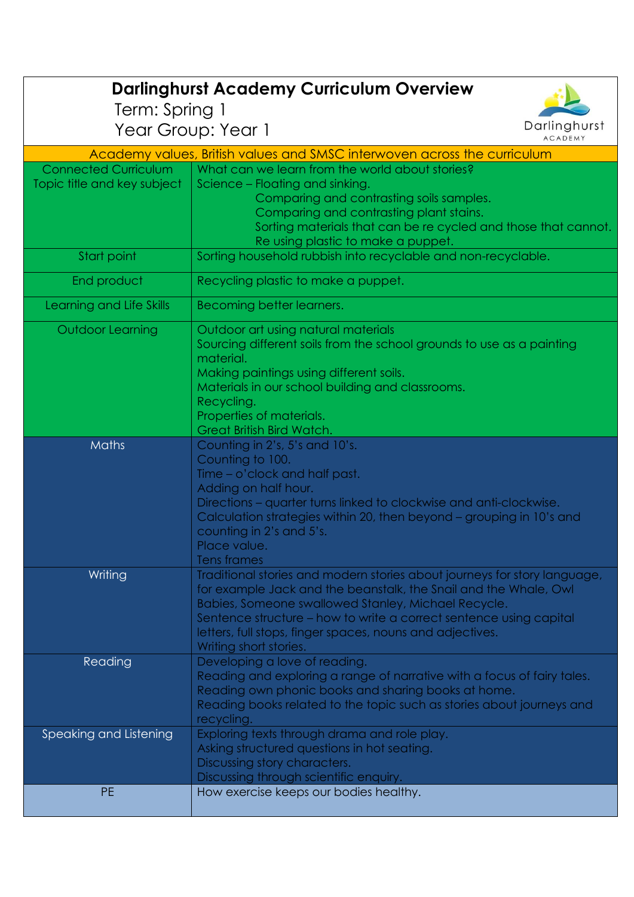# Darlinghurst Academy Curriculum Overview

Term: Spring 1

Year Group: Year 1

| Academy values, British values and SMSC interwoven across the curriculum | |
|---|---|
| Connected Curriculum Topic title and key subject | What can we learn from the world about stories?<br>Science – Floating and sinking.<br>Comparing and contrasting soils samples.<br>Comparing and contrasting plant stains.<br>Sorting materials that can be re cycled and those that cannot.<br>Re using plastic to make a puppet. |
| Start point | Sorting household rubbish into recyclable and non-recyclable. |
| End product | Recycling plastic to make a puppet. |
| Learning and Life Skills | Becoming better learners. |
| Outdoor Learning | Outdoor art using natural materials<br>Sourcing different soils from the school grounds to use as a painting material.<br>Making paintings using different soils.<br>Materials in our school building and classrooms.<br>Recycling.<br>Properties of materials.<br>Great British Bird Watch. |
| Maths | Counting in 2's, 5's and 10's.<br>Counting to 100.<br>Time – o'clock and half past.<br>Adding on half hour.<br>Directions – quarter turns linked to clockwise and anti-clockwise.<br>Calculation strategies within 20, then beyond – grouping in 10's and counting in 2's and 5's.<br>Place value.<br>Tens frames |
| Writing | Traditional stories and modern stories about journeys for story language, for example Jack and the beanstalk, the Snail and the Whale, Owl Babies, Someone swallowed Stanley, Michael Recycle.<br>Sentence structure – how to write a correct sentence using capital letters, full stops, finger spaces, nouns and adjectives.<br>Writing short stories. |
| Reading | Developing a love of reading.<br>Reading and exploring a range of narrative with a focus of fairy tales.<br>Reading own phonic books and sharing books at home.<br>Reading books related to the topic such as stories about journeys and recycling. |
| Speaking and Listening | Exploring texts through drama and role play.<br>Asking structured questions in hot seating.<br>Discussing story characters.<br>Discussing through scientific enquiry. |
| PE | How exercise keeps our bodies healthy. |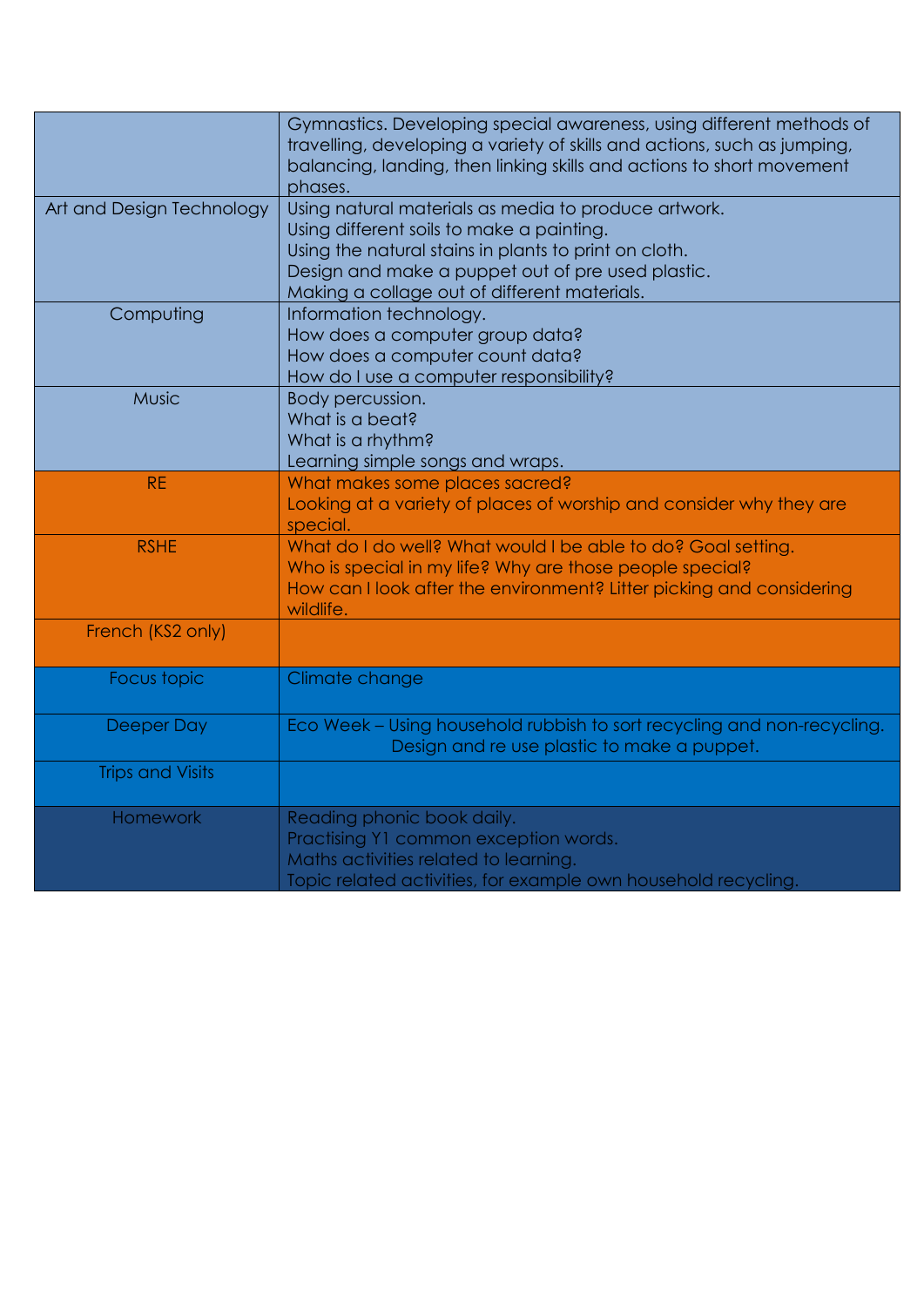| | |
|---|---|
| | Gymnastics. Developing special awareness, using different methods of travelling, developing a variety of skills and actions, such as jumping, balancing, landing, then linking skills and actions to short movement phases. |
| Art and Design Technology | Using natural materials as media to produce artwork.<br>Using different soils to make a painting.<br>Using the natural stains in plants to print on cloth.<br>Design and make a puppet out of pre used plastic.<br>Making a collage out of different materials. |
| Computing | Information technology.<br>How does a computer group data?<br>How does a computer count data?<br>How do I use a computer responsibility? |
| Music | Body percussion.<br>What is a beat?<br>What is a rhythm?<br>Learning simple songs and wraps. |
| RE | What makes some places sacred?<br>Looking at a variety of places of worship and consider why they are special. |
| RSHE | What do I do well? What would I be able to do? Goal setting.<br>Who is special in my life? Why are those people special?<br>How can I look after the environment? Litter picking and considering wildlife. |
| French (KS2 only) | |
| Focus topic | Climate change |
| Deeper Day | Eco Week – Using household rubbish to sort recycling and non-recycling.<br>Design and re use plastic to make a puppet. |
| Trips and Visits | |
| Homework | Reading phonic book daily.<br>Practising Y1 common exception words.<br>Maths activities related to learning.<br>Topic related activities, for example own household recycling. |